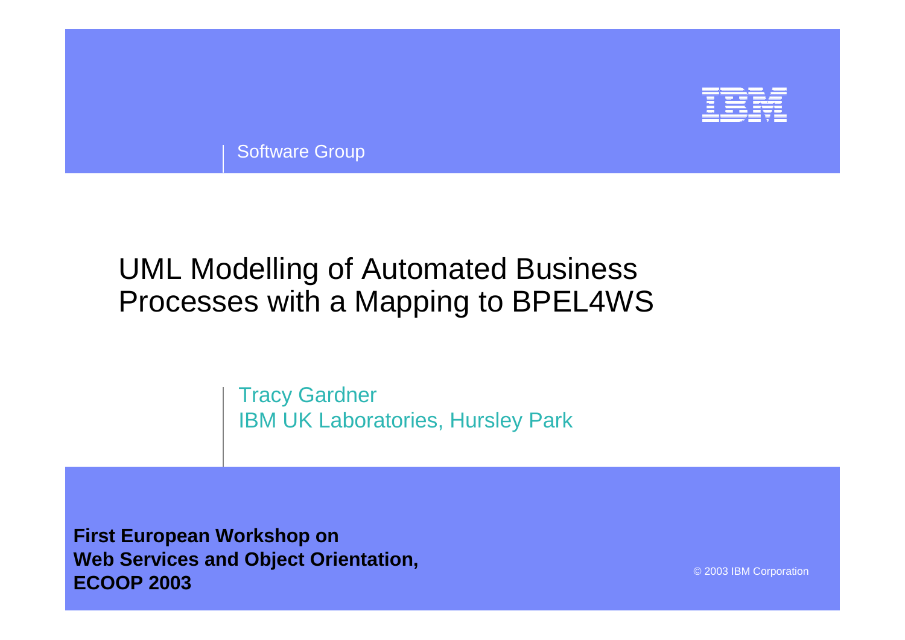Software Group

# UML Modelling of Automated Business Processes with a Mapping to BPEL4WS

Tracy Gardner
IBM UK Laboratories, Hursley Park

**First European Workshop on Web Services and Object Orientation, ECOOP 2003**

© 2003 IBM Corporation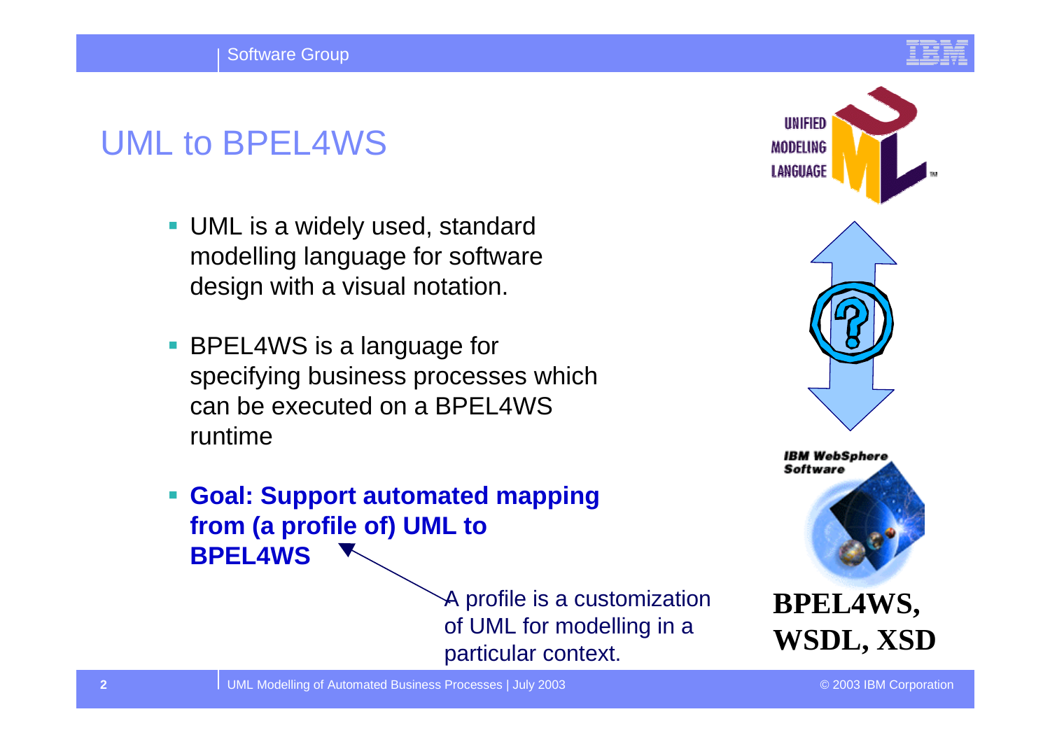# UML to BPEL4WS

- UML is a widely used, standard modelling language for software design with a visual notation.
- BPEL4WS is a language for specifying business processes which can be executed on a BPEL4WS runtime
- **Goal: Support automated mapping from (a profile of) UML to BPEL4WS**

A profile is a customization of UML for modelling in a particular context.

**BPEL4WS, WSDL, XSD**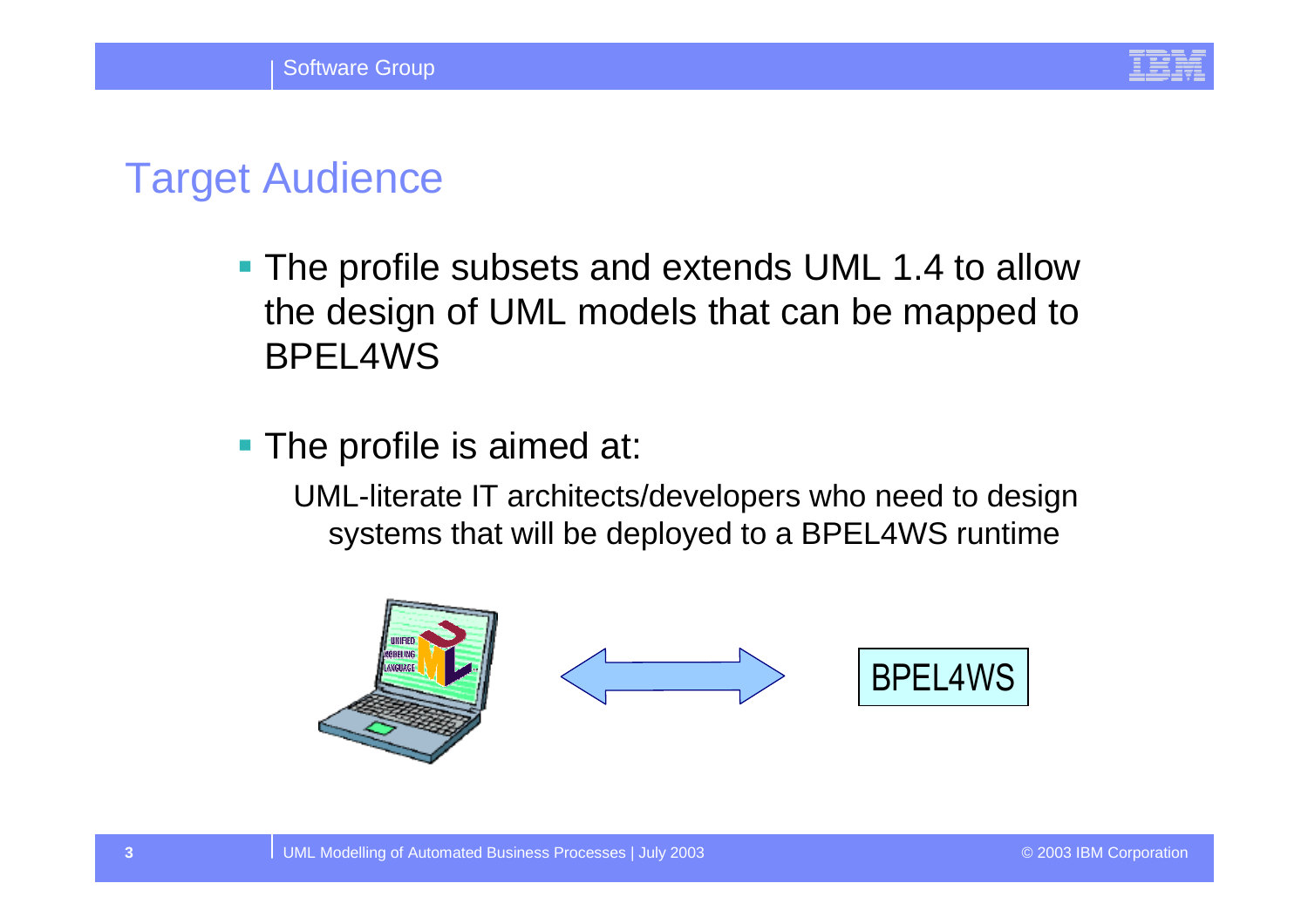# Target Audience

- The profile subsets and extends UML 1.4 to allow the design of UML models that can be mapped to BPEL4WS

- The profile is aimed at:

  UML-literate IT architects/developers who need to design systems that will be deployed to a BPEL4WS runtime

BPEL4WS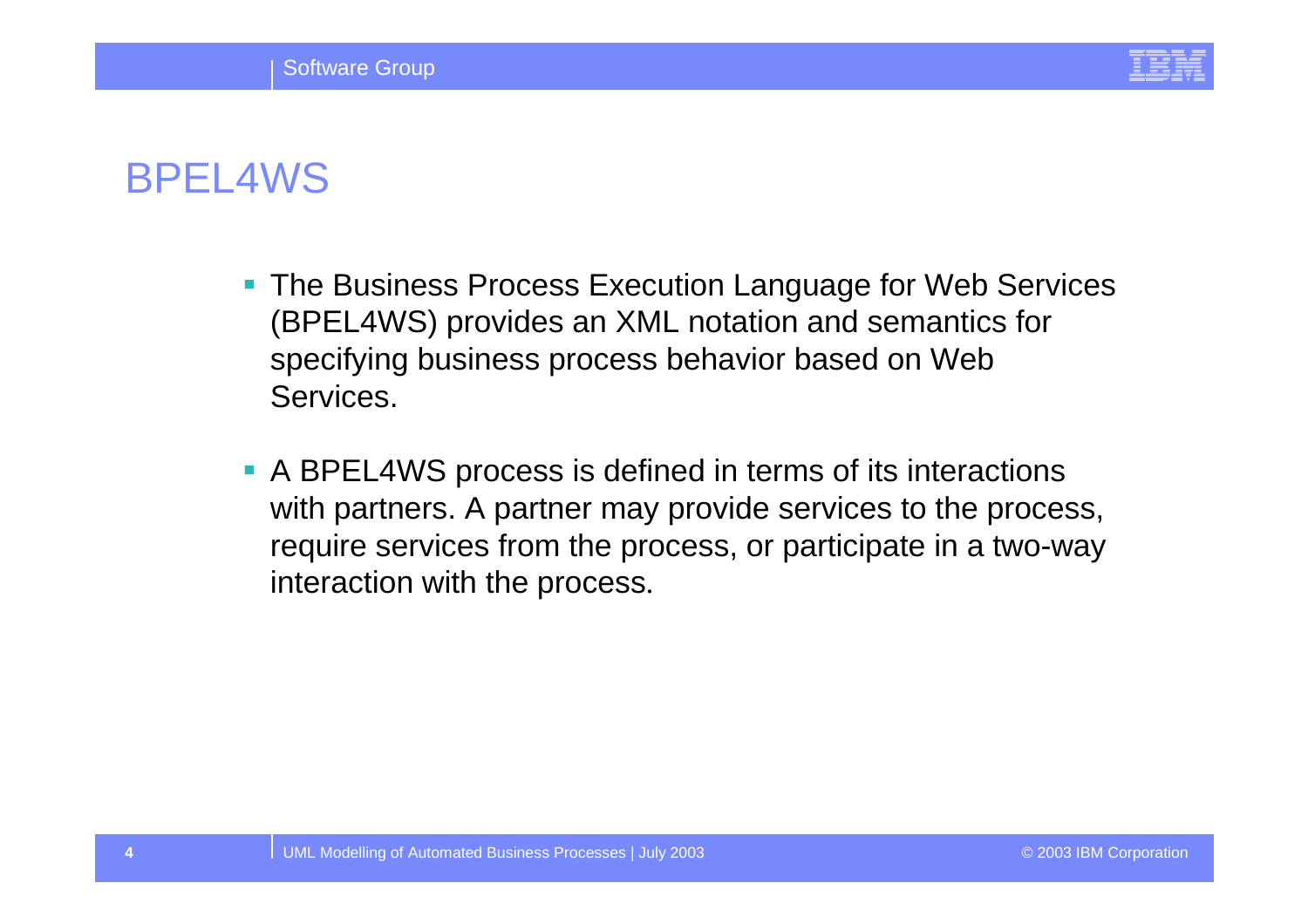# BPEL4WS

- The Business Process Execution Language for Web Services (BPEL4WS) provides an XML notation and semantics for specifying business process behavior based on Web Services.
- A BPEL4WS process is defined in terms of its interactions with partners. A partner may provide services to the process, require services from the process, or participate in a two-way interaction with the process.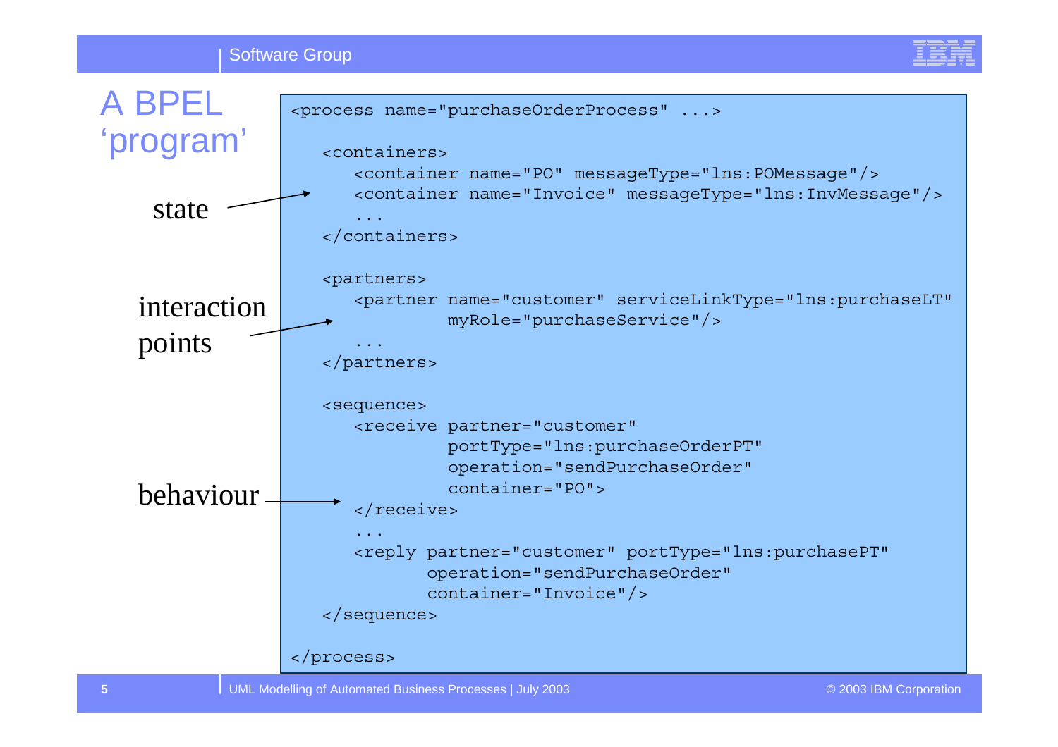# A BPEL 'program'

state

interaction points

behaviour

```
<process name="purchaseOrderProcess" ...>

   <containers>
      <container name="PO" messageType="lns:POMessage"/>
      <container name="Invoice" messageType="lns:InvMessage"/>
      ...
   </containers>

   <partners>
      <partner name="customer" serviceLinkType="lns:purchaseLT"
               myRole="purchaseService"/>
      ...
   </partners>

   <sequence>
      <receive partner="customer"
               portType="lns:purchaseOrderPT"
               operation="sendPurchaseOrder"
               container="PO">
      </receive>
      ...
      <reply partner="customer" portType="lns:purchasePT"
             operation="sendPurchaseOrder"
             container="Invoice"/>
   </sequence>

</process>
```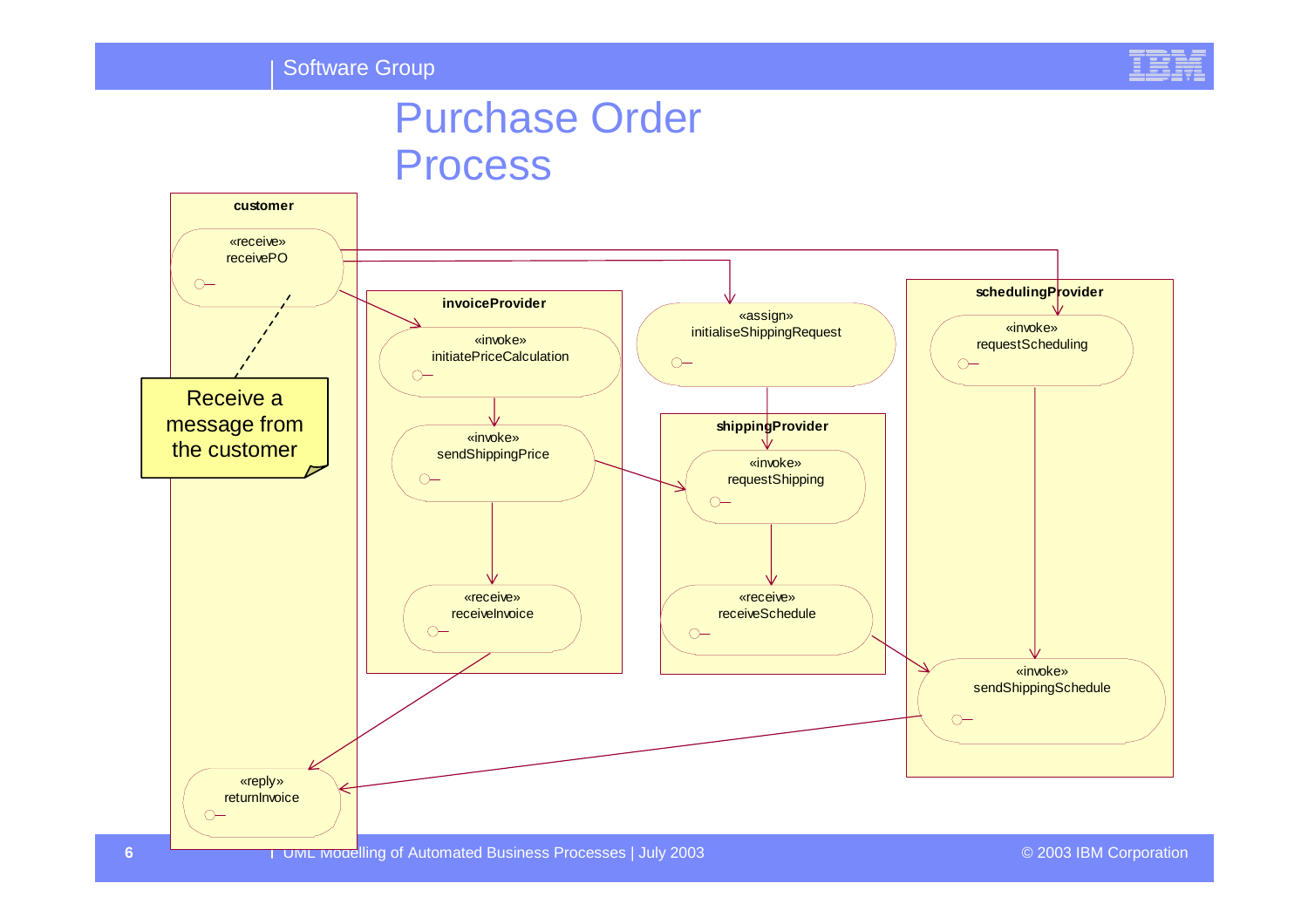# Purchase Order Process

**customer**

«receive»
receivePO

Receive a message from the customer

«reply»
returnInvoice

**invoiceProvider**

«invoke»
initiatePriceCalculation

«invoke»
sendShippingPrice

«receive»
receiveInvoice

«assign»
initialiseShippingRequest

**shippingProvider**

«invoke»
requestShipping

«receive»
receiveSchedule

**schedulingProvider**

«invoke»
requestScheduling

«invoke»
sendShippingSchedule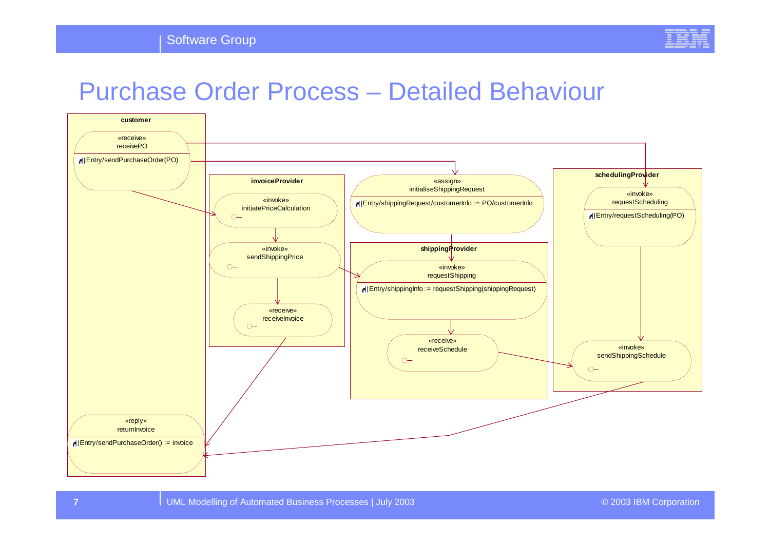# Purchase Order Process – Detailed Behaviour

**customer**

«receive»
receivePO
Entry/sendPurchaseOrder(PO)

«reply»
returnInvoice
Entry/sendPurchaseOrder() := invoice

**invoiceProvider**

«invoke»
initiatePriceCalculation

«invoke»
sendShippingPrice

«receive»
receiveInvoice

«assign»
initialiseShippingRequest
Entry/shippingRequest/customerInfo := PO/customerInfo

**shippingProvider**

«invoke»
requestShipping
Entry/shippingInfo := requestShipping(shippingRequest)

«receive»
receiveSchedule

**schedulingProvider**

«invoke»
requestScheduling
Entry/requestScheduling(PO)

«invoke»
sendShippingSchedule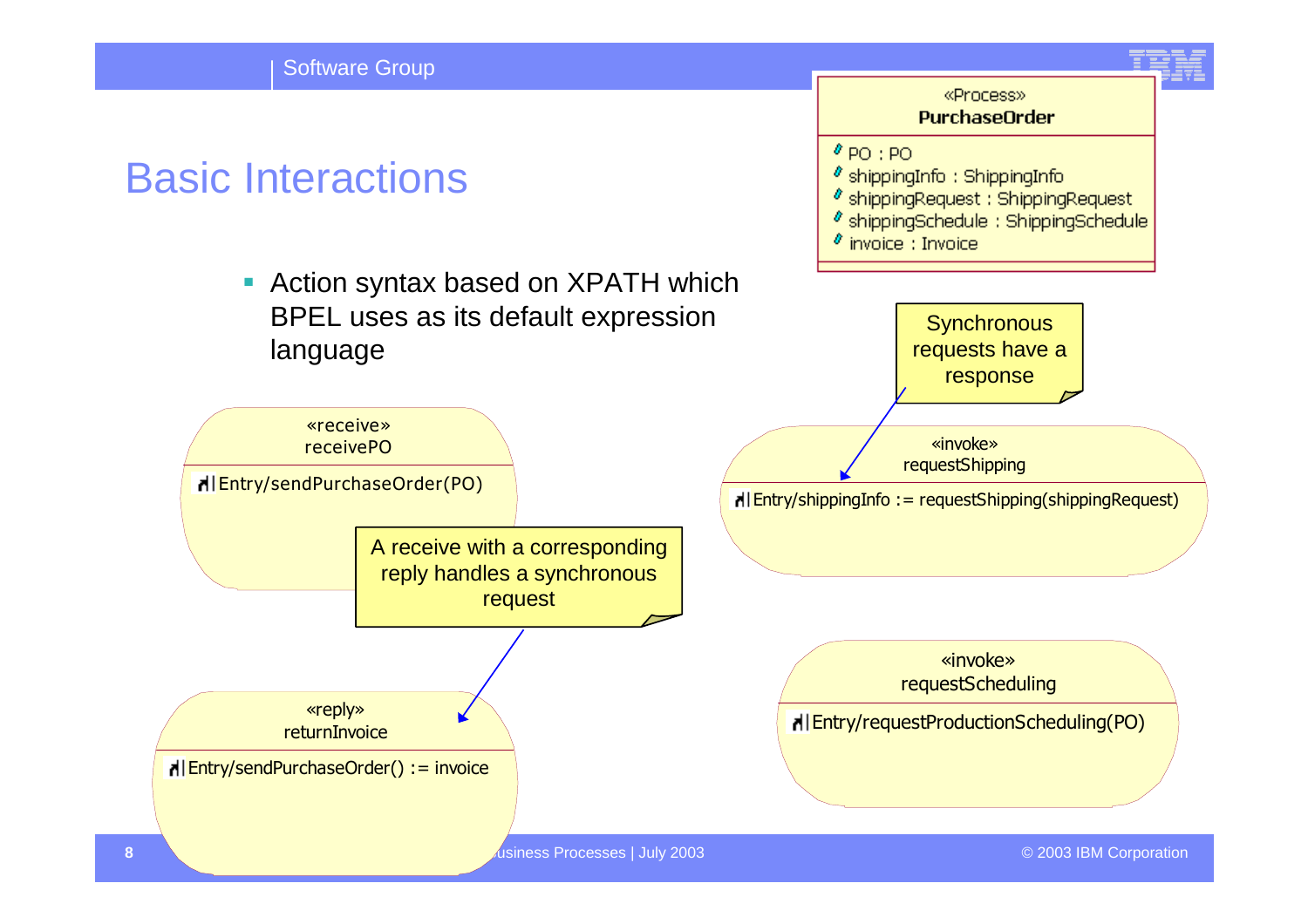# Basic Interactions

- Action syntax based on XPATH which BPEL uses as its default expression language

«Process»
**PurchaseOrder**

- PO : PO
- shippingInfo : ShippingInfo
- shippingRequest : ShippingRequest
- shippingSchedule : ShippingSchedule
- invoice : Invoice

«receive»
receivePO

Entry/sendPurchaseOrder(PO)

A receive with a corresponding reply handles a synchronous request

«reply»
returnInvoice

Entry/sendPurchaseOrder() := invoice

Synchronous requests have a response

«invoke»
requestShipping

Entry/shippingInfo := requestShipping(shippingRequest)

«invoke»
requestScheduling

Entry/requestProductionScheduling(PO)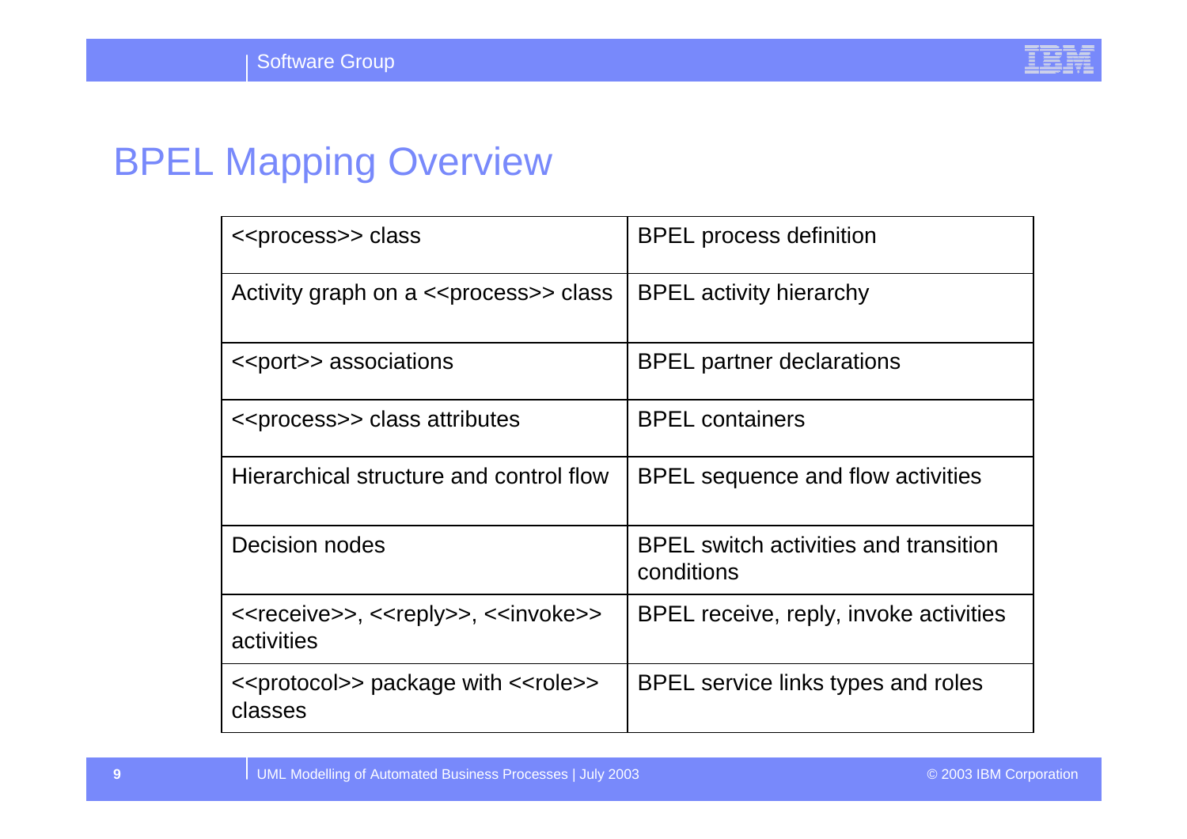# BPEL Mapping Overview

| | |
|---|---|
| <<process>> class | BPEL process definition |
| Activity graph on a <<process>> class | BPEL activity hierarchy |
| <<port>> associations | BPEL partner declarations |
| <<process>> class attributes | BPEL containers |
| Hierarchical structure and control flow | BPEL sequence and flow activities |
| Decision nodes | BPEL switch activities and transition conditions |
| <<receive>>, <<reply>>, <<invoke>> activities | BPEL receive, reply, invoke activities |
| <<protocol>> package with <<role>> classes | BPEL service links types and roles |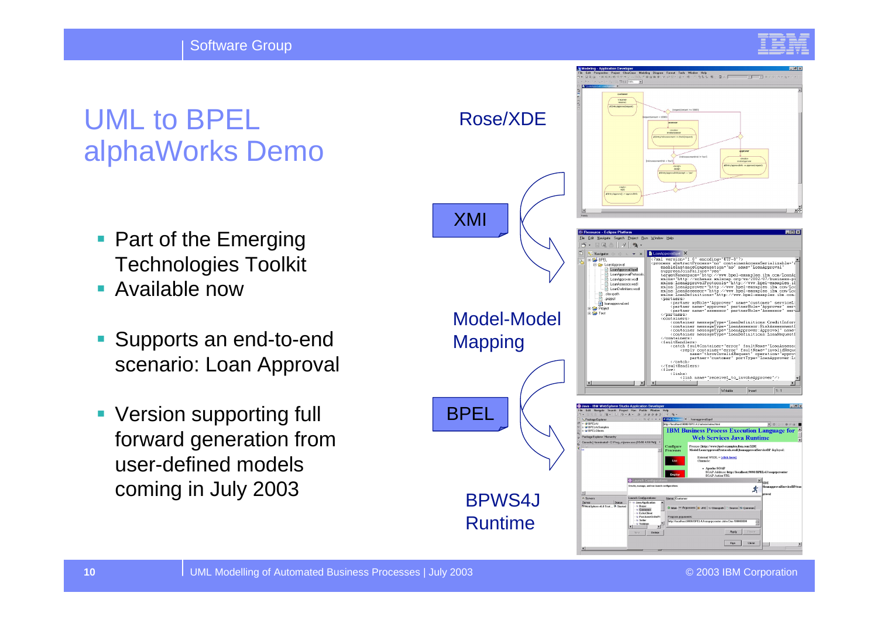# UML to BPEL alphaWorks Demo

- Part of the Emerging Technologies Toolkit
- Available now
- Supports an end-to-end scenario: Loan Approval
- Version supporting full forward generation from user-defined models coming in July 2003

Rose/XDE

XMI

Model-Model Mapping

BPEL

BPWS4J Runtime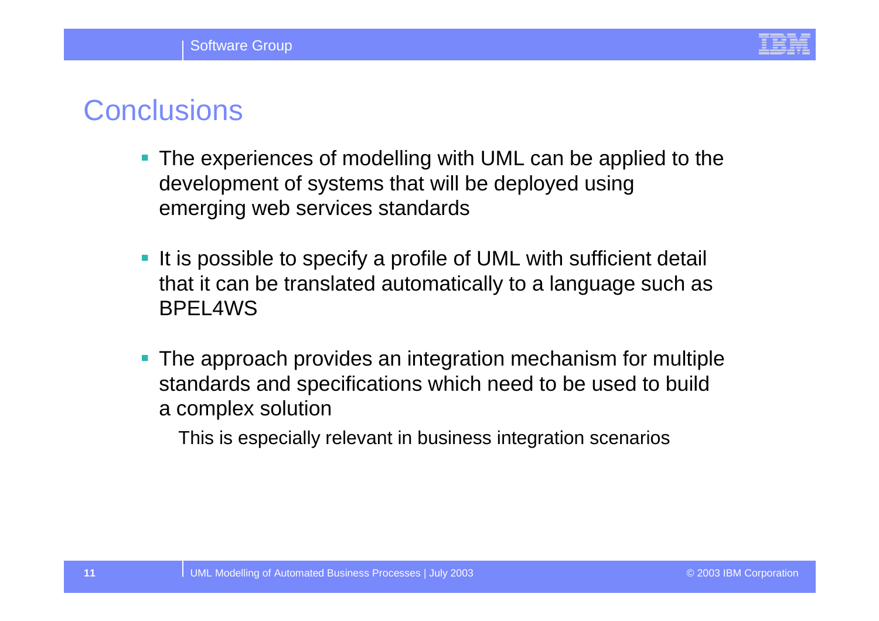# Conclusions

- The experiences of modelling with UML can be applied to the development of systems that will be deployed using emerging web services standards

- It is possible to specify a profile of UML with sufficient detail that it can be translated automatically to a language such as BPEL4WS

- The approach provides an integration mechanism for multiple standards and specifications which need to be used to build a complex solution

  This is especially relevant in business integration scenarios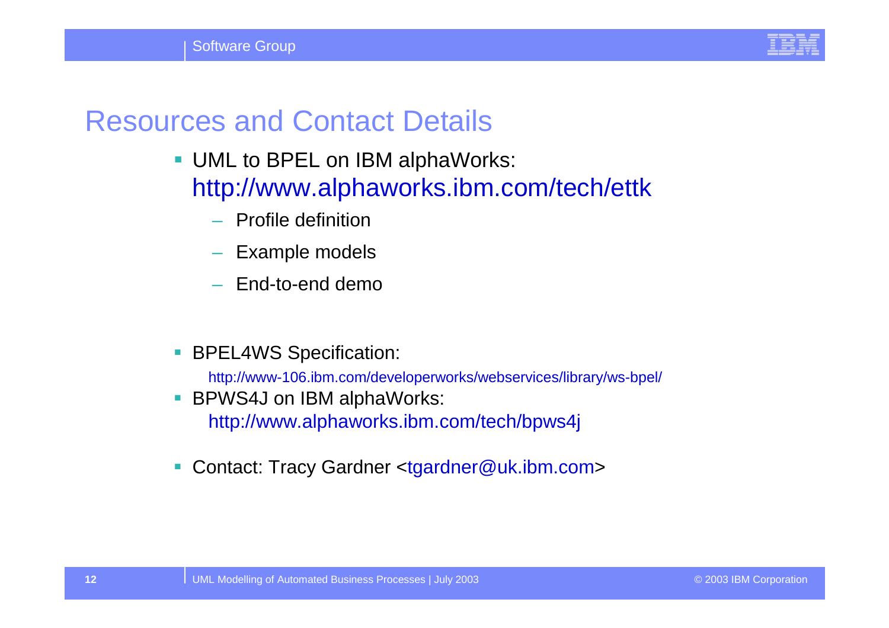# Resources and Contact Details

- UML to BPEL on IBM alphaWorks:
  http://www.alphaworks.ibm.com/tech/ettk
  - Profile definition
  - Example models
  - End-to-end demo

- BPEL4WS Specification:
  http://www-106.ibm.com/developerworks/webservices/library/ws-bpel/
- BPWS4J on IBM alphaWorks:
  http://www.alphaworks.ibm.com/tech/bpws4j

- Contact: Tracy Gardner <tgardner@uk.ibm.com>